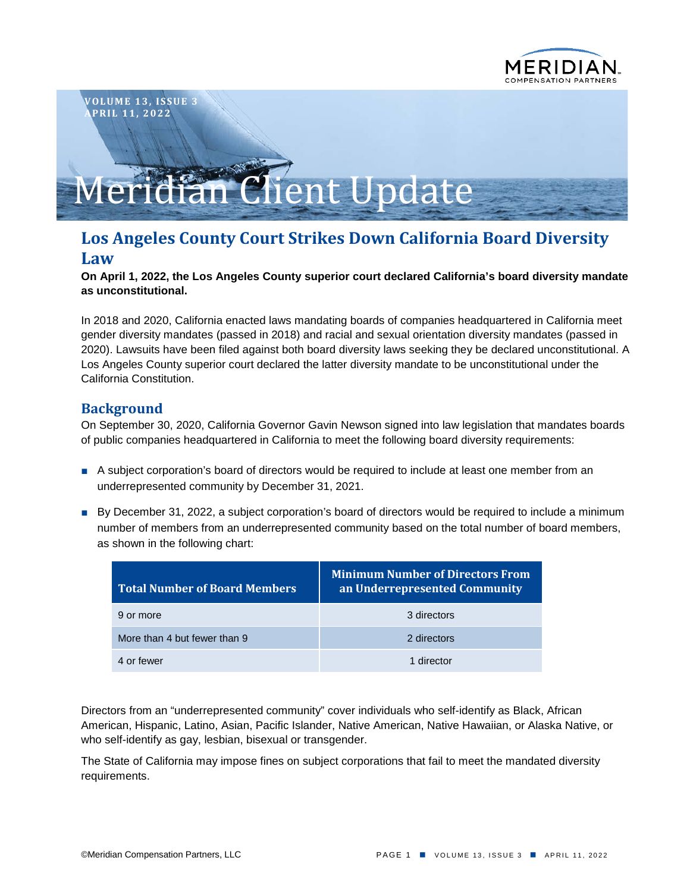VOLUME 13, ISSUE 3
APRIL 11, 2022

# Meridian Client Update

## Los Angeles County Court Strikes Down California Board Diversity Law

**On April 1, 2022, the Los Angeles County superior court declared California's board diversity mandate as unconstitutional.**

In 2018 and 2020, California enacted laws mandating boards of companies headquartered in California meet gender diversity mandates (passed in 2018) and racial and sexual orientation diversity mandates (passed in 2020). Lawsuits have been filed against both board diversity laws seeking they be declared unconstitutional. A Los Angeles County superior court declared the latter diversity mandate to be unconstitutional under the California Constitution.

## Background

On September 30, 2020, California Governor Gavin Newson signed into law legislation that mandates boards of public companies headquartered in California to meet the following board diversity requirements:

- A subject corporation's board of directors would be required to include at least one member from an underrepresented community by December 31, 2021.
- By December 31, 2022, a subject corporation's board of directors would be required to include a minimum number of members from an underrepresented community based on the total number of board members, as shown in the following chart:

| Total Number of Board Members | Minimum Number of Directors From an Underrepresented Community |
|---|---|
| 9 or more | 3 directors |
| More than 4 but fewer than 9 | 2 directors |
| 4 or fewer | 1 director |

Directors from an "underrepresented community" cover individuals who self-identify as Black, African American, Hispanic, Latino, Asian, Pacific Islander, Native American, Native Hawaiian, or Alaska Native, or who self-identify as gay, lesbian, bisexual or transgender.

The State of California may impose fines on subject corporations that fail to meet the mandated diversity requirements.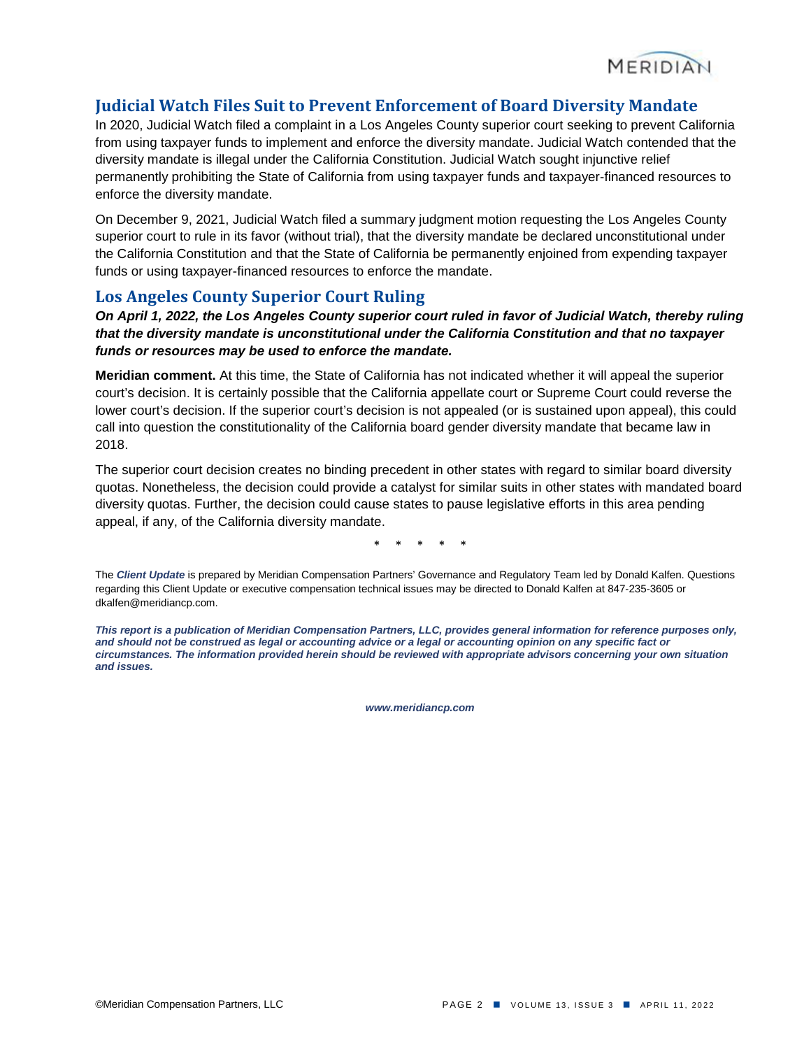## Judicial Watch Files Suit to Prevent Enforcement of Board Diversity Mandate

In 2020, Judicial Watch filed a complaint in a Los Angeles County superior court seeking to prevent California from using taxpayer funds to implement and enforce the diversity mandate. Judicial Watch contended that the diversity mandate is illegal under the California Constitution. Judicial Watch sought injunctive relief permanently prohibiting the State of California from using taxpayer funds and taxpayer-financed resources to enforce the diversity mandate.

On December 9, 2021, Judicial Watch filed a summary judgment motion requesting the Los Angeles County superior court to rule in its favor (without trial), that the diversity mandate be declared unconstitutional under the California Constitution and that the State of California be permanently enjoined from expending taxpayer funds or using taxpayer-financed resources to enforce the mandate.

## Los Angeles County Superior Court Ruling

***On April 1, 2022, the Los Angeles County superior court ruled in favor of Judicial Watch, thereby ruling that the diversity mandate is unconstitutional under the California Constitution and that no taxpayer funds or resources may be used to enforce the mandate.***

**Meridian comment.** At this time, the State of California has not indicated whether it will appeal the superior court's decision. It is certainly possible that the California appellate court or Supreme Court could reverse the lower court's decision. If the superior court's decision is not appealed (or is sustained upon appeal), this could call into question the constitutionality of the California board gender diversity mandate that became law in 2018.

The superior court decision creates no binding precedent in other states with regard to similar board diversity quotas. Nonetheless, the decision could provide a catalyst for similar suits in other states with mandated board diversity quotas. Further, the decision could cause states to pause legislative efforts in this area pending appeal, if any, of the California diversity mandate.

\* \* \* \* \*

The ***Client Update*** is prepared by Meridian Compensation Partners' Governance and Regulatory Team led by Donald Kalfen. Questions regarding this Client Update or executive compensation technical issues may be directed to Donald Kalfen at 847-235-3605 or dkalfen@meridiancp.com.

***This report is a publication of Meridian Compensation Partners, LLC, provides general information for reference purposes only, and should not be construed as legal or accounting advice or a legal or accounting opinion on any specific fact or circumstances. The information provided herein should be reviewed with appropriate advisors concerning your own situation and issues.***

***www.meridiancp.com***